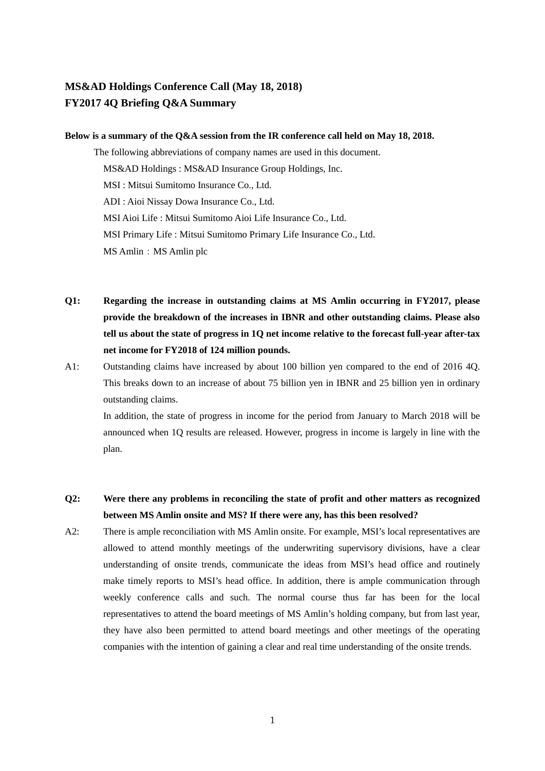# MS&AD Holdings Conference Call (May 18, 2018)
# FY2017 4Q Briefing Q&A Summary

**Below is a summary of the Q&A session from the IR conference call held on May 18, 2018.**

The following abbreviations of company names are used in this document.

MS&AD Holdings : MS&AD Insurance Group Holdings, Inc.

MSI : Mitsui Sumitomo Insurance Co., Ltd.

ADI : Aioi Nissay Dowa Insurance Co., Ltd.

MSI Aioi Life : Mitsui Sumitomo Aioi Life Insurance Co., Ltd.

MSI Primary Life : Mitsui Sumitomo Primary Life Insurance Co., Ltd.

MS Amlin：MS Amlin plc

**Q1: Regarding the increase in outstanding claims at MS Amlin occurring in FY2017, please provide the breakdown of the increases in IBNR and other outstanding claims. Please also tell us about the state of progress in 1Q net income relative to the forecast full-year after-tax net income for FY2018 of 124 million pounds.**

A1: Outstanding claims have increased by about 100 billion yen compared to the end of 2016 4Q. This breaks down to an increase of about 75 billion yen in IBNR and 25 billion yen in ordinary outstanding claims.

In addition, the state of progress in income for the period from January to March 2018 will be announced when 1Q results are released. However, progress in income is largely in line with the plan.

**Q2: Were there any problems in reconciling the state of profit and other matters as recognized between MS Amlin onsite and MS? If there were any, has this been resolved?**

A2: There is ample reconciliation with MS Amlin onsite. For example, MSI's local representatives are allowed to attend monthly meetings of the underwriting supervisory divisions, have a clear understanding of onsite trends, communicate the ideas from MSI's head office and routinely make timely reports to MSI's head office. In addition, there is ample communication through weekly conference calls and such. The normal course thus far has been for the local representatives to attend the board meetings of MS Amlin's holding company, but from last year, they have also been permitted to attend board meetings and other meetings of the operating companies with the intention of gaining a clear and real time understanding of the onsite trends.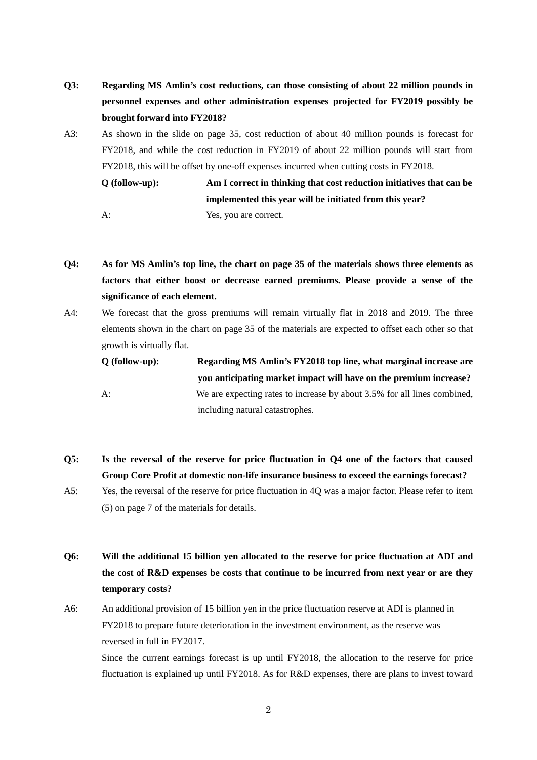**Q3:** **Regarding MS Amlin's cost reductions, can those consisting of about 22 million pounds in personnel expenses and other administration expenses projected for FY2019 possibly be brought forward into FY2018?**

A3: As shown in the slide on page 35, cost reduction of about 40 million pounds is forecast for FY2018, and while the cost reduction in FY2019 of about 22 million pounds will start from FY2018, this will be offset by one-off expenses incurred when cutting costs in FY2018.

**Q (follow-up):** **Am I correct in thinking that cost reduction initiatives that can be implemented this year will be initiated from this year?**

A: Yes, you are correct.

**Q4:** **As for MS Amlin's top line, the chart on page 35 of the materials shows three elements as factors that either boost or decrease earned premiums. Please provide a sense of the significance of each element.**

A4: We forecast that the gross premiums will remain virtually flat in 2018 and 2019. The three elements shown in the chart on page 35 of the materials are expected to offset each other so that growth is virtually flat.

**Q (follow-up):** **Regarding MS Amlin's FY2018 top line, what marginal increase are you anticipating market impact will have on the premium increase?**

A: We are expecting rates to increase by about 3.5% for all lines combined, including natural catastrophes.

**Q5:** **Is the reversal of the reserve for price fluctuation in Q4 one of the factors that caused Group Core Profit at domestic non-life insurance business to exceed the earnings forecast?**

A5: Yes, the reversal of the reserve for price fluctuation in 4Q was a major factor. Please refer to item (5) on page 7 of the materials for details.

**Q6:** **Will the additional 15 billion yen allocated to the reserve for price fluctuation at ADI and the cost of R&D expenses be costs that continue to be incurred from next year or are they temporary costs?**

A6: An additional provision of 15 billion yen in the price fluctuation reserve at ADI is planned in FY2018 to prepare future deterioration in the investment environment, as the reserve was reversed in full in FY2017.

Since the current earnings forecast is up until FY2018, the allocation to the reserve for price fluctuation is explained up until FY2018. As for R&D expenses, there are plans to invest toward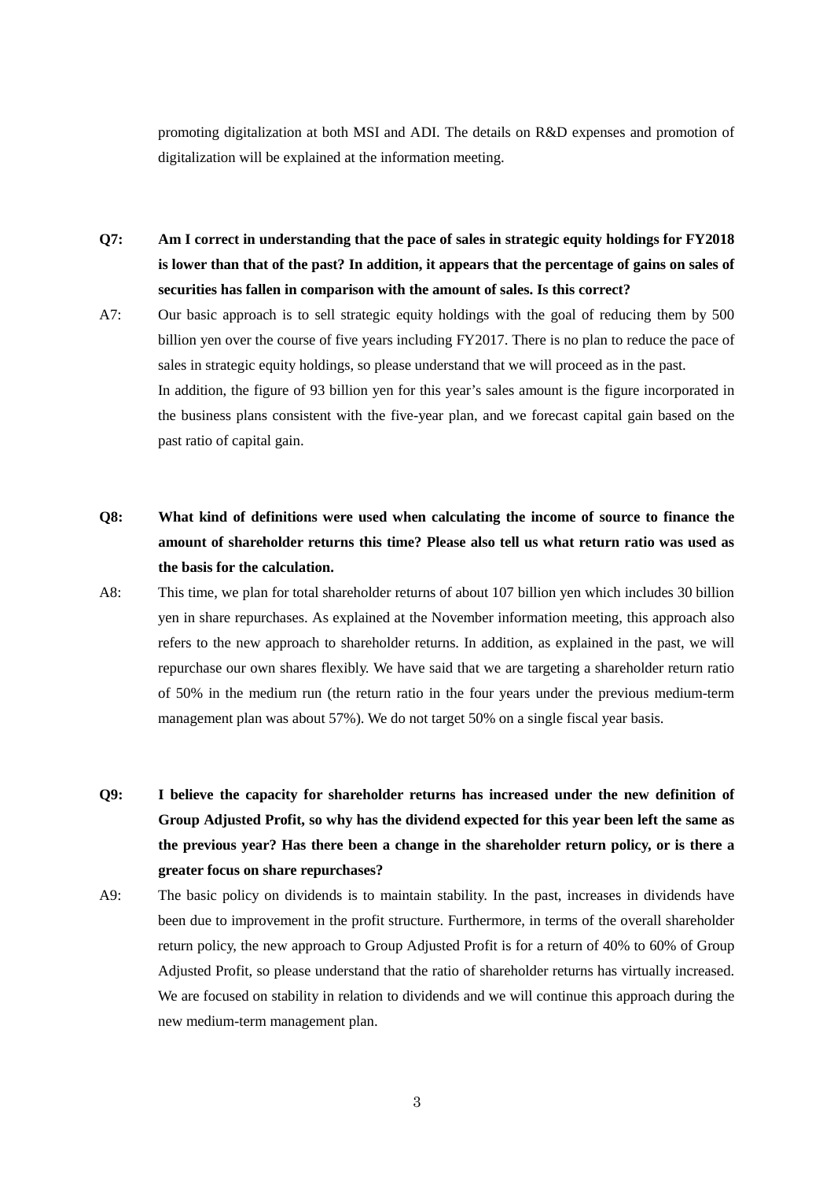promoting digitalization at both MSI and ADI. The details on R&D expenses and promotion of digitalization will be explained at the information meeting.

**Q7: Am I correct in understanding that the pace of sales in strategic equity holdings for FY2018 is lower than that of the past? In addition, it appears that the percentage of gains on sales of securities has fallen in comparison with the amount of sales. Is this correct?**

A7: Our basic approach is to sell strategic equity holdings with the goal of reducing them by 500 billion yen over the course of five years including FY2017. There is no plan to reduce the pace of sales in strategic equity holdings, so please understand that we will proceed as in the past.
In addition, the figure of 93 billion yen for this year's sales amount is the figure incorporated in the business plans consistent with the five-year plan, and we forecast capital gain based on the past ratio of capital gain.

**Q8: What kind of definitions were used when calculating the income of source to finance the amount of shareholder returns this time? Please also tell us what return ratio was used as the basis for the calculation.**

A8: This time, we plan for total shareholder returns of about 107 billion yen which includes 30 billion yen in share repurchases. As explained at the November information meeting, this approach also refers to the new approach to shareholder returns. In addition, as explained in the past, we will repurchase our own shares flexibly. We have said that we are targeting a shareholder return ratio of 50% in the medium run (the return ratio in the four years under the previous medium-term management plan was about 57%). We do not target 50% on a single fiscal year basis.

**Q9: I believe the capacity for shareholder returns has increased under the new definition of Group Adjusted Profit, so why has the dividend expected for this year been left the same as the previous year? Has there been a change in the shareholder return policy, or is there a greater focus on share repurchases?**

A9: The basic policy on dividends is to maintain stability. In the past, increases in dividends have been due to improvement in the profit structure. Furthermore, in terms of the overall shareholder return policy, the new approach to Group Adjusted Profit is for a return of 40% to 60% of Group Adjusted Profit, so please understand that the ratio of shareholder returns has virtually increased. We are focused on stability in relation to dividends and we will continue this approach during the new medium-term management plan.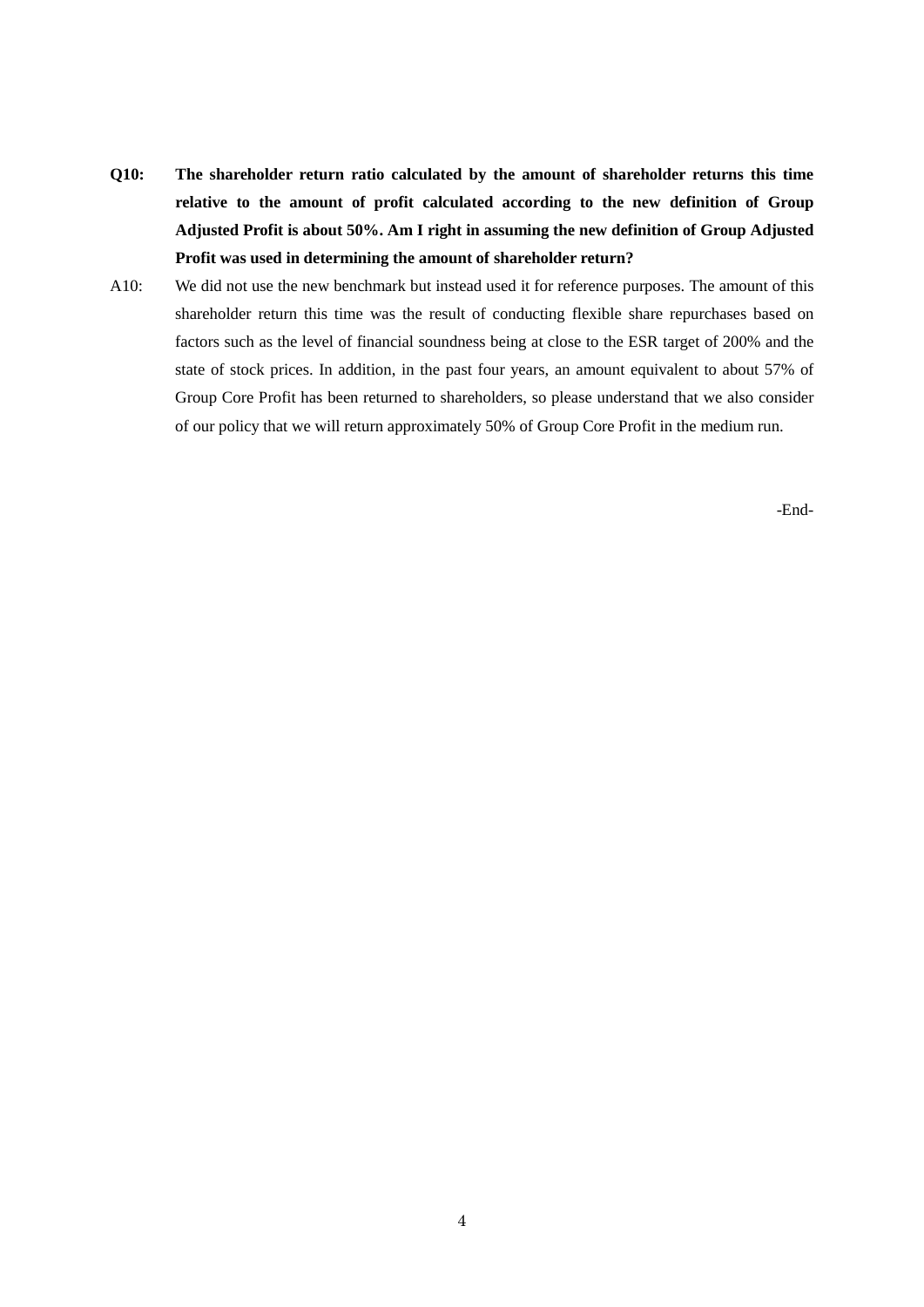**Q10: The shareholder return ratio calculated by the amount of shareholder returns this time relative to the amount of profit calculated according to the new definition of Group Adjusted Profit is about 50%. Am I right in assuming the new definition of Group Adjusted Profit was used in determining the amount of shareholder return?**

A10: We did not use the new benchmark but instead used it for reference purposes. The amount of this shareholder return this time was the result of conducting flexible share repurchases based on factors such as the level of financial soundness being at close to the ESR target of 200% and the state of stock prices. In addition, in the past four years, an amount equivalent to about 57% of Group Core Profit has been returned to shareholders, so please understand that we also consider of our policy that we will return approximately 50% of Group Core Profit in the medium run.

-End-